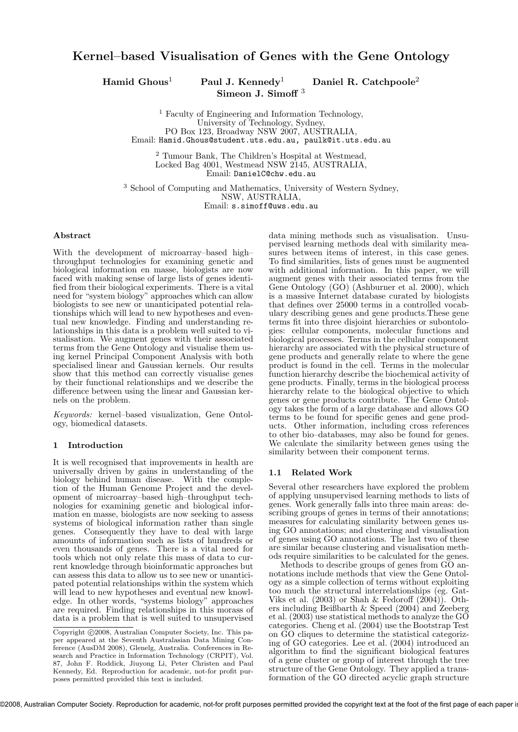# Kernel–based Visualisation of Genes with the Gene Ontology

**Hamid Ghous**[1] **Paul J. Kennedy**[1] **Daniel R. Catchpoole**[2] **Simeon J. Simoff**[3]

[1] Faculty of Engineering and Information Technology,
University of Technology, Sydney,
PO Box 123, Broadway NSW 2007, AUSTRALIA,
Email: Hamid.Ghous@student.uts.edu.au, paulk@it.uts.edu.au

[2] Tumour Bank, The Children's Hospital at Westmead,
Locked Bag 4001, Westmead NSW 2145, AUSTRALIA,
Email: DanielC@chw.edu.au

[3] School of Computing and Mathematics, University of Western Sydney,
NSW, AUSTRALIA,
Email: s.simoff@uws.edu.au

## Abstract

With the development of microarray–based high–throughput technologies for examining genetic and biological information en masse, biologists are now faced with making sense of large lists of genes identified from their biological experiments. There is a vital need for "system biology" approaches which can allow biologists to see new or unanticipated potential relationships which will lead to new hypotheses and eventual new knowledge. Finding and understanding relationships in this data is a problem well suited to visualisation. We augment genes with their associated terms from the Gene Ontology and visualise them using kernel Principal Component Analysis with both specialised linear and Gaussian kernels. Our results show that this method can correctly visualise genes by their functional relationships and we describe the difference between using the linear and Gaussian kernels on the problem.

*Keywords:* kernel–based visualization, Gene Ontology, biomedical datasets.

## 1 Introduction

It is well recognised that improvements in health are universally driven by gains in understanding of the biology behind human disease. With the completion of the Human Genome Project and the development of microarray–based high–throughput technologies for examining genetic and biological information en masse, biologists are now seeking to assess systems of biological information rather than single genes. Consequently they have to deal with large amounts of information such as lists of hundreds or even thousands of genes. There is a vital need for tools which not only relate this mass of data to current knowledge through bioinformatic approaches but can assess this data to allow us to see new or unanticipated potential relationships within the system which will lead to new hypotheses and eventual new knowledge. In other words, "systems biology" approaches are required. Finding relationships in this morass of data is a problem that is well suited to unsupervised data mining methods such as visualisation. Unsupervised learning methods deal with similarity measures between items of interest, in this case genes. To find similarities, lists of genes must be augmented with additional information. In this paper, we will augment genes with their associated terms from the Gene Ontology (GO) (Ashburner et al. 2000), which is a massive Internet database curated by biologists that defines over 25000 terms in a controlled vocabulary describing genes and gene products.These gene terms fit into three disjoint hierarchies or subontologies: cellular components, molecular functions and biological processes. Terms in the cellular component hierarchy are associated with the physical structure of gene products and generally relate to where the gene product is found in the cell. Terms in the molecular function hierarchy describe the biochemical activity of gene products. Finally, terms in the biological process hierarchy relate to the biological objective to which genes or gene products contribute. The Gene Ontology takes the form of a large database and allows GO terms to be found for specific genes and gene products. Other information, including cross references to other bio–databases, may also be found for genes. We calculate the similarity between genes using the similarity between their component terms.

Copyright ©2008, Australian Computer Society, Inc. This paper appeared at the Seventh Australasian Data Mining Conference (AusDM 2008), Glenelg, Australia. Conferences in Research and Practice in Information Technology (CRPIT), Vol. 87, John F. Roddick, Jiuyong Li, Peter Christen and Paul Kennedy, Ed. Reproduction for academic, not-for profit purposes permitted provided this text is included.

### 1.1 Related Work

Several other researchers have explored the problem of applying unsupervised learning methods to lists of genes. Work generally falls into three main areas: describing groups of genes in terms of their annotations; measures for calculating similarity between genes using GO annotations; and clustering and visualisation of genes using GO annotations. The last two of these are similar because clustering and visualisation methods require similarities to be calculated for the genes.

Methods to describe groups of genes from GO annotations include methods that view the Gene Ontology as a simple collection of terms without exploiting too much the structural interrelationships (eg. Gat-Viks et al. (2003) or Shah & Fedoroff (2004)). Others including Beißbarth & Speed (2004) and Zeeberg et al. (2003) use statistical methods to analyze the GO categories. Cheng et al. (2004) use the Bootstrap Test on GO cliques to determine the statistical categorizing of GO categories. Lee et al. (2004) introduced an algorithm to find the significant biological features of a gene cluster or group of interest through the tree structure of the Gene Ontology. They applied a transformation of the GO directed acyclic graph structure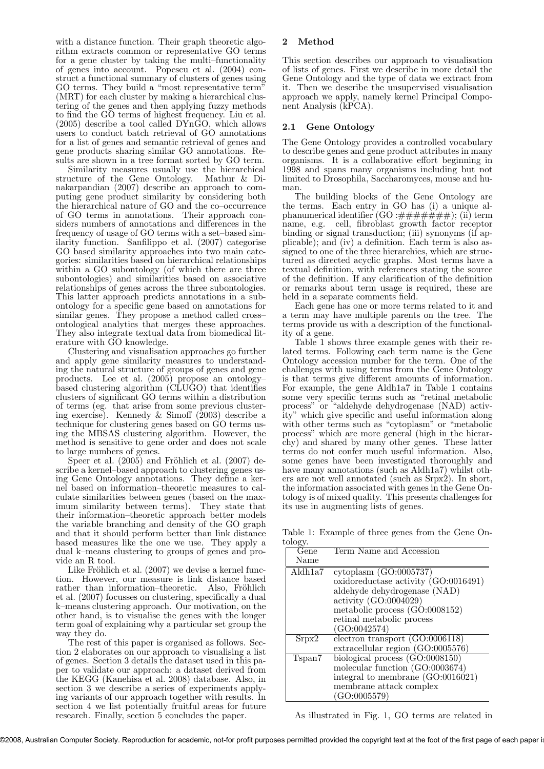with a distance function. Their graph theoretic algorithm extracts common or representative GO terms for a gene cluster by taking the multi–functionality of genes into account. Popescu et al. (2004) construct a functional summary of clusters of genes using GO terms. They build a "most representative term" (MRT) for each cluster by making a hierarchical clustering of the genes and then applying fuzzy methods to find the GO terms of highest frequency. Liu et al. (2005) describe a tool called DYnGO, which allows users to conduct batch retrieval of GO annotations for a list of genes and semantic retrieval of genes and gene products sharing similar GO annotations. Results are shown in a tree format sorted by GO term.

Similarity measures usually use the hierarchical structure of the Gene Ontology. Mathur & Dinakarpandian (2007) describe an approach to computing gene product similarity by considering both the hierarchical nature of GO and the co–occurrence of GO terms in annotations. Their approach considers numbers of annotations and differences in the frequency of usage of GO terms with a set–based similarity function. Sanfilippo et al. (2007) categorise GO based similarity approaches into two main categories: similarities based on hierarchical relationships within a GO subontology (of which there are three subontologies) and similarities based on associative relationships of genes across the three subontologies. This latter approach predicts annotations in a subontology for a specific gene based on annotations for similar genes. They propose a method called cross–ontological analytics that merges these approaches. They also integrate textual data from biomedical literature with GO knowledge.

Clustering and visualisation approaches go further and apply gene similarity measures to understanding the natural structure of groups of genes and gene products. Lee et al. (2005) propose an ontology–based clustering algorithm (CLUGO) that identifies clusters of significant GO terms within a distribution of terms (eg. that arise from some previous clustering exercise). Kennedy & Simoff (2003) describe a technique for clustering genes based on GO terms using the MBSAS clustering algorithm. However, the method is sensitive to gene order and does not scale to large numbers of genes.

Speer et al. (2005) and Fröhlich et al. (2007) describe a kernel–based approach to clustering genes using Gene Ontology annotations. They define a kernel based on information–theoretic measures to calculate similarities between genes (based on the maximum similarity between terms). They state that their information–theoretic approach better models the variable branching and density of the GO graph and that it should perform better than link distance based measures like the one we use. They apply a dual k–means clustering to groups of genes and provide an R tool.

Like Fröhlich et al. (2007) we devise a kernel function. However, our measure is link distance based rather than information–theoretic. Also, Fröhlich et al. (2007) focusses on clustering, specifically a dual k–means clustering approach. Our motivation, on the other hand, is to visualise the genes with the longer term goal of explaining why a particular set group the way they do.

The rest of this paper is organised as follows. Section 2 elaborates on our approach to visualising a list of genes. Section 3 details the dataset used in this paper to validate our approach: a dataset derived from the KEGG (Kanehisa et al. 2008) database. Also, in section 3 we describe a series of experiments applying variants of our approach together with results. In section 4 we list potentially fruitful areas for future research. Finally, section 5 concludes the paper.

## 2 Method

This section describes our approach to visualisation of lists of genes. First we describe in more detail the Gene Ontology and the type of data we extract from it. Then we describe the unsupervised visualisation approach we apply, namely kernel Principal Component Analysis (kPCA).

### 2.1 Gene Ontology

The Gene Ontology provides a controlled vocabulary to describe genes and gene product attributes in many organisms. It is a collaborative effort beginning in 1998 and spans many organisms including but not limited to Drosophila, Saccharomyces, mouse and human.

The building blocks of the Gene Ontology are the terms. Each entry in GO has (i) a unique alphanumerical identifier (GO :#######); (ii) term name, e.g. cell, fibroblast growth factor receptor binding or signal transduction; (iii) synonyms (if applicable); and (iv) a definition. Each term is also assigned to one of the three hierarchies, which are structured as directed acyclic graphs. Most terms have a textual definition, with references stating the source of the definition. If any clarification of the definition or remarks about term usage is required, these are held in a separate comments field.

Each gene has one or more terms related to it and a term may have multiple parents on the tree. The terms provide us with a description of the functionality of a gene.

Table 1 shows three example genes with their related terms. Following each term name is the Gene Ontology accession number for the term. One of the challenges with using terms from the Gene Ontology is that terms give different amounts of information. For example, the gene Aldh1a7 in Table 1 contains some very specific terms such as "retinal metabolic process" or "aldehyde dehydrogenase (NAD) activity" which give specific and useful information along with other terms such as "cytoplasm" or "metabolic process" which are more general (high in the hierarchy) and shared by many other genes. These latter terms do not confer much useful information. Also, some genes have been investigated thoroughly and have many annotations (such as Aldh1a7) whilst others are not well annotated (such as Srpx2). In short, the information associated with genes in the Gene Ontology is of mixed quality. This presents challenges for its use in augmenting lists of genes.

Table 1: Example of three genes from the Gene Ontology.

| Gene Name | Term Name and Accession |
|---|---|
| Aldh1a7 | cytoplasm (GO:0005737) |
| | oxidoreductase activity (GO:0016491) |
| | aldehyde dehydrogenase (NAD) activity (GO:0004029) |
| | metabolic process (GO:0008152) |
| | retinal metabolic process (GO:0042574) |
| Srpx2 | electron transport (GO:0006118) |
| | extracellular region (GO:0005576) |
| Tspan7 | biological process (GO:0008150) |
| | molecular function (GO:0003674) |
| | integral to membrane (GO:0016021) |
| | membrane attack complex (GO:0005579) |

As illustrated in Fig. 1, GO terms are related in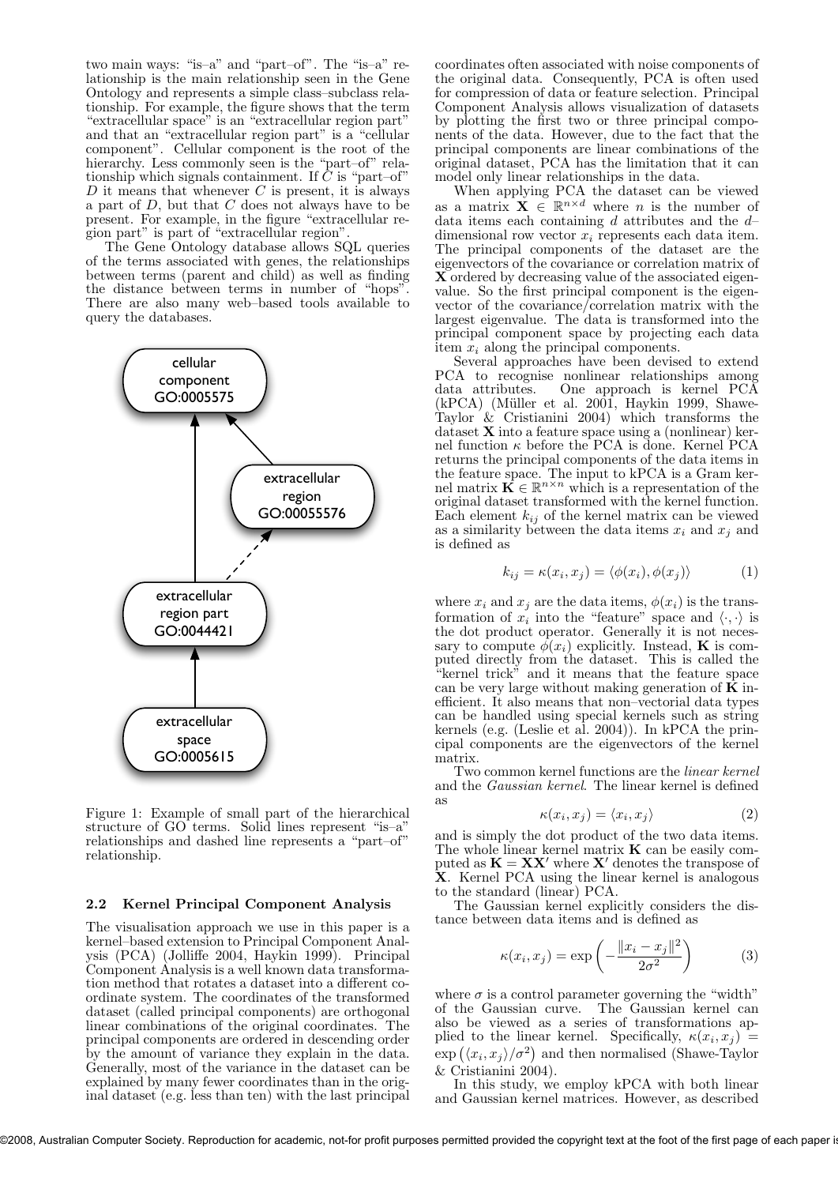two main ways: "is–a" and "part–of". The "is–a" relationship is the main relationship seen in the Gene Ontology and represents a simple class–subclass relationship. For example, the figure shows that the term "extracellular space" is an "extracellular region part" and that an "extracellular region part" is a "cellular component". Cellular component is the root of the hierarchy. Less commonly seen is the "part–of" relationship which signals containment. If $C$ is "part–of" $D$ it means that whenever $C$ is present, it is always a part of $D$, but that $C$ does not always have to be present. For example, in the figure "extracellular region part" is part of "extracellular region".

The Gene Ontology database allows SQL queries of the terms associated with genes, the relationships between terms (parent and child) as well as finding the distance between terms in number of "hops". There are also many web–based tools available to query the databases.

Figure 1: Example of small part of the hierarchical structure of GO terms. Solid lines represent "is–a" relationships and dashed line represents a "part–of" relationship.

### 2.2 Kernel Principal Component Analysis

The visualisation approach we use in this paper is a kernel–based extension to Principal Component Analysis (PCA) (Jolliffe 2004, Haykin 1999). Principal Component Analysis is a well known data transformation method that rotates a dataset into a different coordinate system. The coordinates of the transformed dataset (called principal components) are orthogonal linear combinations of the original coordinates. The principal components are ordered in descending order by the amount of variance they explain in the data. Generally, most of the variance in the dataset can be explained by many fewer coordinates than in the original dataset (e.g. less than ten) with the last principal coordinates often associated with noise components of the original data. Consequently, PCA is often used for compression of data or feature selection. Principal Component Analysis allows visualization of datasets by plotting the first two or three principal components of the data. However, due to the fact that the principal components are linear combinations of the original dataset, PCA has the limitation that it can model only linear relationships in the data.

When applying PCA the dataset can be viewed as a matrix $\mathbf{X} \in \mathbb{R}^{n \times d}$ where $n$ is the number of data items each containing $d$ attributes and the $d$–dimensional row vector $x_i$ represents each data item. The principal components of the dataset are the eigenvectors of the covariance or correlation matrix of $\mathbf{X}$ ordered by decreasing value of the associated eigenvalue. So the first principal component is the eigenvector of the covariance/correlation matrix with the largest eigenvalue. The data is transformed into the principal component space by projecting each data item $x_i$ along the principal components.

Several approaches have been devised to extend PCA to recognise nonlinear relationships among data attributes. One approach is kernel PCA (kPCA) (Müller et al. 2001, Haykin 1999, Shawe-Taylor & Cristianini 2004) which transforms the dataset $\mathbf{X}$ into a feature space using a (nonlinear) kernel function $\kappa$ before the PCA is done. Kernel PCA returns the principal components of the data items in the feature space. The input to kPCA is a Gram kernel matrix $\mathbf{K} \in \mathbb{R}^{n \times n}$ which is a representation of the original dataset transformed with the kernel function. Each element $k_{ij}$ of the kernel matrix can be viewed as a similarity between the data items $x_i$ and $x_j$ and is defined as

$$k_{ij} = \kappa(x_i, x_j) = \langle \phi(x_i), \phi(x_j) \rangle \quad (1)$$

where $x_i$ and $x_j$ are the data items, $\phi(x_i)$ is the transformation of $x_i$ into the "feature" space and $\langle \cdot, \cdot \rangle$ is the dot product operator. Generally it is not necessary to compute $\phi(x_i)$ explicitly. Instead, $\mathbf{K}$ is computed directly from the dataset. This is called the "kernel trick" and it means that the feature space can be very large without making generation of $\mathbf{K}$ inefficient. It also means that non–vectorial data types can be handled using special kernels such as string kernels (e.g. (Leslie et al. 2004)). In kPCA the principal components are the eigenvectors of the kernel matrix.

Two common kernel functions are the *linear kernel* and the *Gaussian kernel*. The linear kernel is defined as

$$\kappa(x_i, x_j) = \langle x_i, x_j \rangle \quad (2)$$

and is simply the dot product of the two data items. The whole linear kernel matrix $\mathbf{K}$ can be easily computed as $\mathbf{K} = \mathbf{X}\mathbf{X}'$ where $\mathbf{X}'$ denotes the transpose of $\mathbf{X}$. Kernel PCA using the linear kernel is analogous to the standard (linear) PCA.

The Gaussian kernel explicitly considers the distance between data items and is defined as

$$\kappa(x_i, x_j) = \exp\left(-\frac{\|x_i - x_j\|^2}{2\sigma^2}\right) \quad (3)$$

where $\sigma$ is a control parameter governing the "width" of the Gaussian curve. The Gaussian kernel can also be viewed as a series of transformations applied to the linear kernel. Specifically, $\kappa(x_i, x_j) = \exp\left(\langle x_i, x_j \rangle / \sigma^2\right)$ and then normalised (Shawe-Taylor & Cristianini 2004).

In this study, we employ kPCA with both linear and Gaussian kernel matrices. However, as described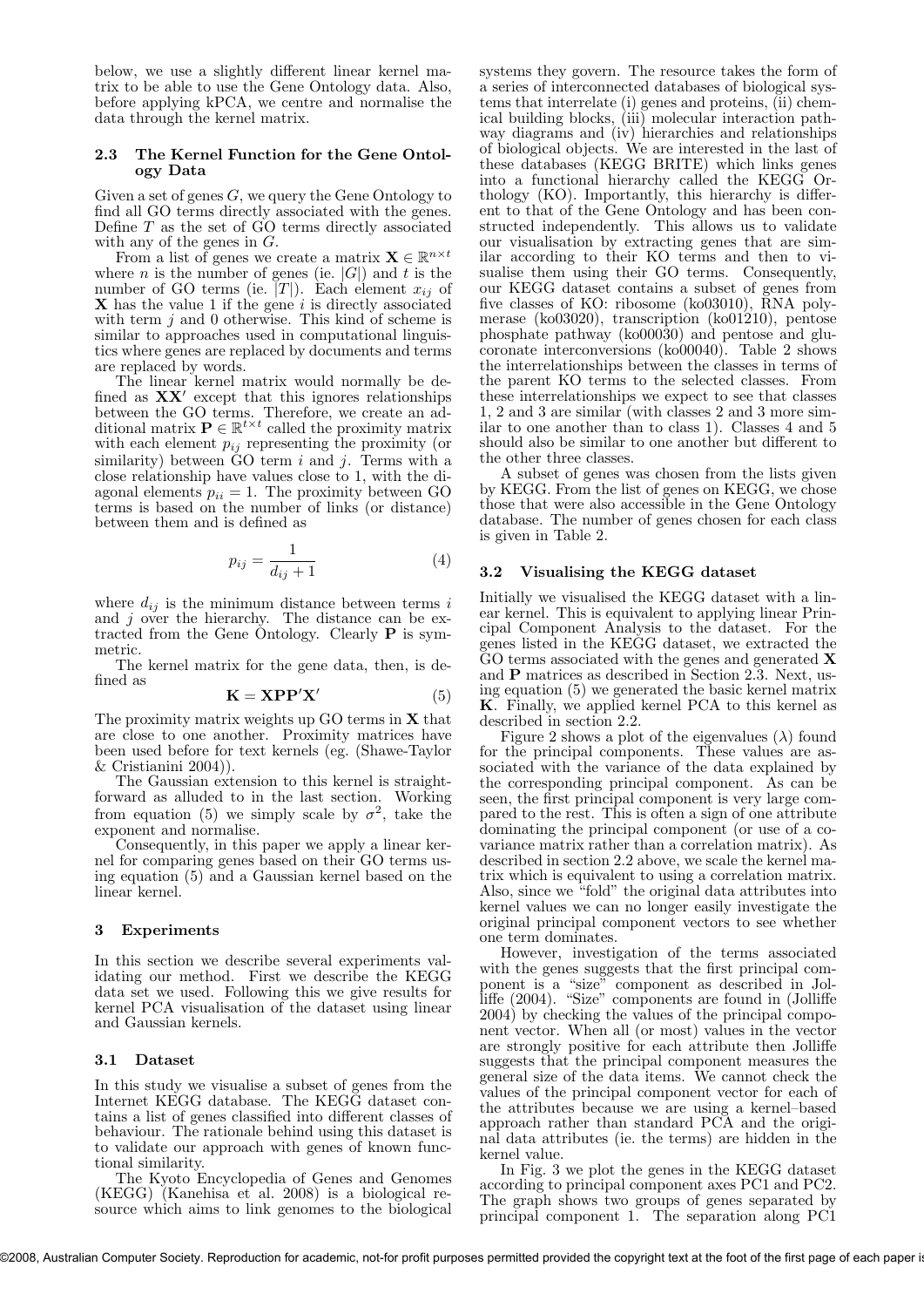below, we use a slightly different linear kernel matrix to be able to use the Gene Ontology data. Also, before applying kPCA, we centre and normalise the data through the kernel matrix.

### 2.3 The Kernel Function for the Gene Ontology Data

Given a set of genes $G$, we query the Gene Ontology to find all GO terms directly associated with the genes. Define $T$ as the set of GO terms directly associated with any of the genes in $G$.

From a list of genes we create a matrix $\mathbf{X} \in \mathbb{R}^{n \times t}$ where $n$ is the number of genes (ie. $|G|$) and $t$ is the number of GO terms (ie. $|T|$). Each element $x_{ij}$ of $\mathbf{X}$ has the value 1 if the gene $i$ is directly associated with term $j$ and 0 otherwise. This kind of scheme is similar to approaches used in computational linguistics where genes are replaced by documents and terms are replaced by words.

The linear kernel matrix would normally be defined as $\mathbf{X}\mathbf{X}'$ except that this ignores relationships between the GO terms. Therefore, we create an additional matrix $\mathbf{P} \in \mathbb{R}^{t \times t}$ called the proximity matrix with each element $p_{ij}$ representing the proximity (or similarity) between GO term $i$ and $j$. Terms with a close relationship have values close to 1, with the diagonal elements $p_{ii} = 1$. The proximity between GO terms is based on the number of links (or distance) between them and is defined as

$$p_{ij} = \frac{1}{d_{ij} + 1} \tag{4}$$

where $d_{ij}$ is the minimum distance between terms $i$ and $j$ over the hierarchy. The distance can be extracted from the Gene Ontology. Clearly $\mathbf{P}$ is symmetric.

The kernel matrix for the gene data, then, is defined as

$$\mathbf{K} = \mathbf{X}\mathbf{P}\mathbf{P}'\mathbf{X}' \tag{5}$$

The proximity matrix weights up GO terms in $\mathbf{X}$ that are close to one another. Proximity matrices have been used before for text kernels (eg. (Shawe-Taylor & Cristianini 2004)).

The Gaussian extension to this kernel is straightforward as alluded to in the last section. Working from equation (5) we simply scale by $\sigma^2$, take the exponent and normalise.

Consequently, in this paper we apply a linear kernel for comparing genes based on their GO terms using equation (5) and a Gaussian kernel based on the linear kernel.

## 3 Experiments

In this section we describe several experiments validating our method. First we describe the KEGG data set we used. Following this we give results for kernel PCA visualisation of the dataset using linear and Gaussian kernels.

### 3.1 Dataset

In this study we visualise a subset of genes from the Internet KEGG database. The KEGG dataset contains a list of genes classified into different classes of behaviour. The rationale behind using this dataset is to validate our approach with genes of known functional similarity.

The Kyoto Encyclopedia of Genes and Genomes (KEGG) (Kanehisa et al. 2008) is a biological resource which aims to link genomes to the biological systems they govern. The resource takes the form of a series of interconnected databases of biological systems that interrelate (i) genes and proteins, (ii) chemical building blocks, (iii) molecular interaction pathway diagrams and (iv) hierarchies and relationships of biological objects. We are interested in the last of these databases (KEGG BRITE) which links genes into a functional hierarchy called the KEGG Orthology (KO). Importantly, this hierarchy is different to that of the Gene Ontology and has been constructed independently. This allows us to validate our visualisation by extracting genes that are similar according to their KO terms and then to visualise them using their GO terms. Consequently, our KEGG dataset contains a subset of genes from five classes of KO: ribosome (ko03010), RNA polymerase (ko03020), transcription (ko01210), pentose phosphate pathway (ko00030) and pentose and glucoronate interconversions (ko00040). Table 2 shows the interrelationships between the classes in terms of the parent KO terms to the selected classes. From these interrelationships we expect to see that classes 1, 2 and 3 are similar (with classes 2 and 3 more similar to one another than to class 1). Classes 4 and 5 should also be similar to one another but different to the other three classes.

A subset of genes was chosen from the lists given by KEGG. From the list of genes on KEGG, we chose those that were also accessible in the Gene Ontology database. The number of genes chosen for each class is given in Table 2.

### 3.2 Visualising the KEGG dataset

Initially we visualised the KEGG dataset with a linear kernel. This is equivalent to applying linear Principal Component Analysis to the dataset. For the genes listed in the KEGG dataset, we extracted the GO terms associated with the genes and generated $\mathbf{X}$ and $\mathbf{P}$ matrices as described in Section 2.3. Next, using equation (5) we generated the basic kernel matrix $\mathbf{K}$. Finally, we applied kernel PCA to this kernel as described in section 2.2.

Figure 2 shows a plot of the eigenvalues ($\lambda$) found for the principal components. These values are associated with the variance of the data explained by the corresponding principal component. As can be seen, the first principal component is very large compared to the rest. This is often a sign of one attribute dominating the principal component (or use of a covariance matrix rather than a correlation matrix). As described in section 2.2 above, we scale the kernel matrix which is equivalent to using a correlation matrix. Also, since we "fold" the original data attributes into kernel values we can no longer easily investigate the original principal component vectors to see whether one term dominates.

However, investigation of the terms associated with the genes suggests that the first principal component is a "size" component as described in Jolliffe (2004). "Size" components are found in (Jolliffe 2004) by checking the values of the principal component vector. When all (or most) values in the vector are strongly positive for each attribute then Jolliffe suggests that the principal component measures the general size of the data items. We cannot check the values of the principal component vector for each of the attributes because we are using a kernel–based approach rather than standard PCA and the original data attributes (ie. the terms) are hidden in the kernel value.

In Fig. 3 we plot the genes in the KEGG dataset according to principal component axes PC1 and PC2. The graph shows two groups of genes separated by principal component 1. The separation along PC1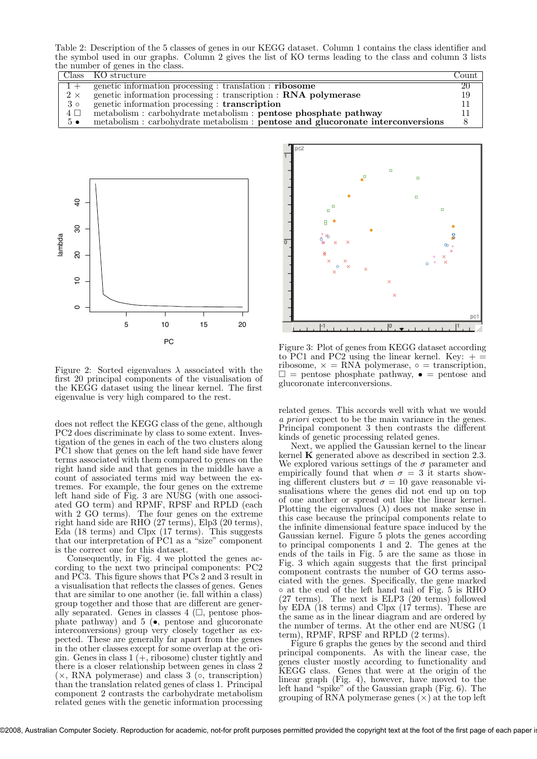Table 2: Description of the 5 classes of genes in our KEGG dataset. Column 1 contains the class identifier and the symbol used in our graphs. Column 2 gives the list of KO terms leading to the class and column 3 lists the number of genes in the class.

| Class | KO structure | Count |
|---|---|---|
| 1 + | genetic information processing : translation : **ribosome** | 20 |
| 2 × | genetic information processing : transcription : **RNA polymerase** | 19 |
| 3 ∘ | genetic information processing : **transcription** | 11 |
| 4 □ | metabolism : carbohydrate metabolism : **pentose phosphate pathway** | 11 |
| 5 • | metabolism : carbohydrate metabolism : **pentose and glucoronate interconversions** | 8 |

Figure 2: Sorted eigenvalues $\lambda$ associated with the first 20 principal components of the visualisation of the KEGG dataset using the linear kernel. The first eigenvalue is very high compared to the rest.

Figure 3: Plot of genes from KEGG dataset according to PC1 and PC2 using the linear kernel. Key: + = ribosome, × = RNA polymerase, ∘ = transcription, □ = pentose phosphate pathway, • = pentose and glucoronate interconversions.

does not reflect the KEGG class of the gene, although PC2 does discriminate by class to some extent. Investigation of the genes in each of the two clusters along PC1 show that genes on the left hand side have fewer terms associated with them compared to genes on the right hand side and that genes in the middle have a count of associated terms mid way between the extremes. For example, the four genes on the extreme left hand side of Fig. 3 are NUSG (with one associated GO term) and RPMF, RPSF and RPLD (each with 2 GO terms). The four genes on the extreme right hand side are RHO (27 terms), Elp3 (20 terms), Eda (18 terms) and Clpx (17 terms). This suggests that our interpretation of PC1 as a "size" component is the correct one for this dataset.

Consequently, in Fig. 4 we plotted the genes according to the next two principal components: PC2 and PC3. This figure shows that PCs 2 and 3 result in a visualisation that reflects the classes of genes. Genes that are similar to one another (ie. fall within a class) group together and those that are different are generally separated. Genes in classes 4 (□, pentose phosphate pathway) and 5 (•, pentose and glucoronate interconversions) group very closely together as expected. These are generally far apart from the genes in the other classes except for some overlap at the origin. Genes in class 1 (+, ribosome) cluster tightly and there is a closer relationship between genes in class 2 (×, RNA polymerase) and class 3 (∘, transcription) than the translation related genes of class 1. Principal component 2 contrasts the carbohydrate metabolism related genes with the genetic information processing related genes. This accords well with what we would *a priori* expect to be the main variance in the genes. Principal component 3 then contrasts the different kinds of genetic processing related genes.

Next, we applied the Gaussian kernel to the linear kernel **K** generated above as described in section 2.3. We explored various settings of the $\sigma$ parameter and empirically found that when $\sigma = 3$ it starts showing different clusters but $\sigma = 10$ gave reasonable visualisations where the genes did not end up on top of one another or spread out like the linear kernel. Plotting the eigenvalues ($\lambda$) does not make sense in this case because the principal components relate to the infinite dimensional feature space induced by the Gaussian kernel. Figure 5 plots the genes according to principal components 1 and 2. The genes at the ends of the tails in Fig. 5 are the same as those in Fig. 3 which again suggests that the first principal component contrasts the number of GO terms associated with the genes. Specifically, the gene marked ∘ at the end of the left hand tail of Fig. 5 is RHO (27 terms) followed by ELP3 (20 terms). The next is EDA (18 terms) and Clpx (17 terms). These are the same as in the linear diagram and are ordered by the number of terms. At the other end are NUSG (1 term), RPMF, RPSF and RPLD (2 terms).

Figure 6 graphs the genes by the second and third principal components. As with the linear case, the genes cluster mostly according to functionality and KEGG class. Genes that were at the origin of the linear graph (Fig. 4), however, have moved to the left hand "spike" of the Gaussian graph (Fig. 6). The grouping of RNA polymerase genes (×) at the top left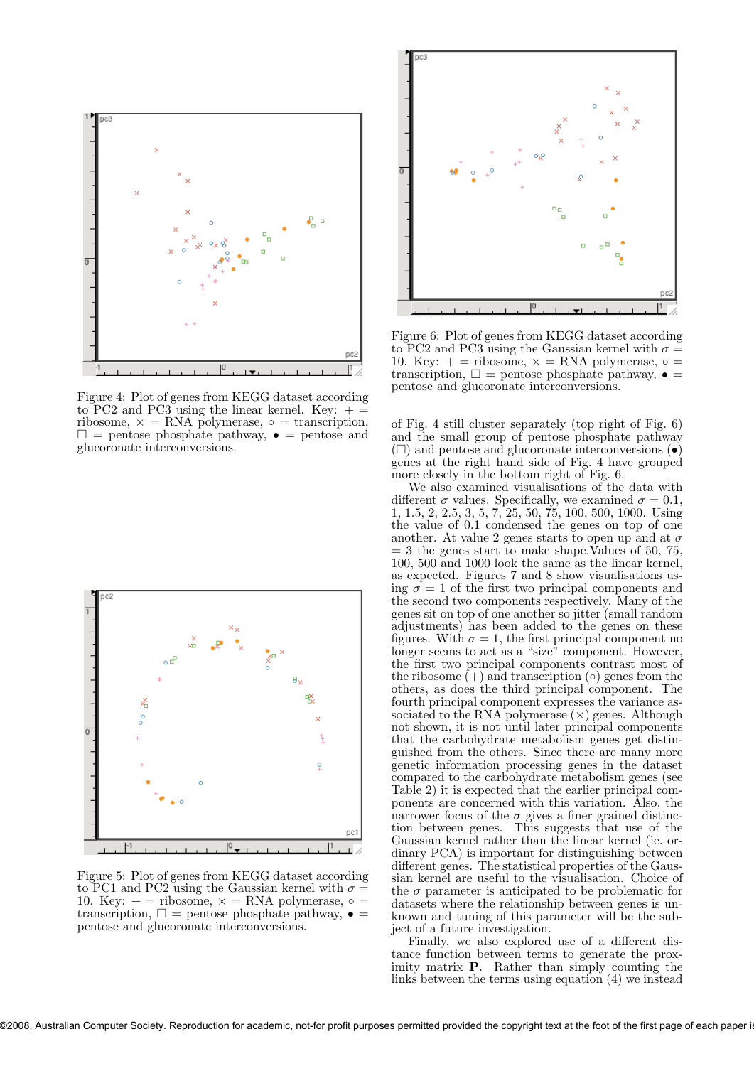Figure 4: Plot of genes from KEGG dataset according to PC2 and PC3 using the linear kernel. Key: + = ribosome, × = RNA polymerase, ○ = transcription, □ = pentose phosphate pathway, • = pentose and glucoronate interconversions.

Figure 5: Plot of genes from KEGG dataset according to PC1 and PC2 using the Gaussian kernel with $\sigma$ = 10. Key: + = ribosome, × = RNA polymerase, ○ = transcription, □ = pentose phosphate pathway, • = pentose and glucoronate interconversions.

Figure 6: Plot of genes from KEGG dataset according to PC2 and PC3 using the Gaussian kernel with $\sigma$ = 10. Key: + = ribosome, × = RNA polymerase, ○ = transcription, □ = pentose phosphate pathway, • = pentose and glucoronate interconversions.

of Fig. 4 still cluster separately (top right of Fig. 6) and the small group of pentose phosphate pathway (□) and pentose and glucoronate interconversions (•) genes at the right hand side of Fig. 4 have grouped more closely in the bottom right of Fig. 6.

We also examined visualisations of the data with different $\sigma$ values. Specifically, we examined $\sigma$ = 0.1, 1, 1.5, 2, 2.5, 3, 5, 7, 25, 50, 75, 100, 500, 1000. Using the value of 0.1 condensed the genes on top of one another. At value 2 genes starts to open up and at $\sigma$ = 3 the genes start to make shape.Values of 50, 75, 100, 500 and 1000 look the same as the linear kernel, as expected. Figures 7 and 8 show visualisations using $\sigma$ = 1 of the first two principal components and the second two components respectively. Many of the genes sit on top of one another so jitter (small random adjustments) has been added to the genes on these figures. With $\sigma$ = 1, the first principal component no longer seems to act as a "size" component. However, the first two principal components contrast most of the ribosome (+) and transcription (○) genes from the others, as does the third principal component. The fourth principal component expresses the variance associated to the RNA polymerase (×) genes. Although not shown, it is not until later principal components that the carbohydrate metabolism genes get distinguished from the others. Since there are many more genetic information processing genes in the dataset compared to the carbohydrate metabolism genes (see Table 2) it is expected that the earlier principal components are concerned with this variation. Also, the narrower focus of the $\sigma$ gives a finer grained distinction between genes. This suggests that use of the Gaussian kernel rather than the linear kernel (ie. ordinary PCA) is important for distinguishing between different genes. The statistical properties of the Gaussian kernel are useful to the visualisation. Choice of the $\sigma$ parameter is anticipated to be problematic for datasets where the relationship between genes is unknown and tuning of this parameter will be the subject of a future investigation.

Finally, we also explored use of a different distance function between terms to generate the proximity matrix $\mathbf{P}$. Rather than simply counting the links between the terms using equation (4) we instead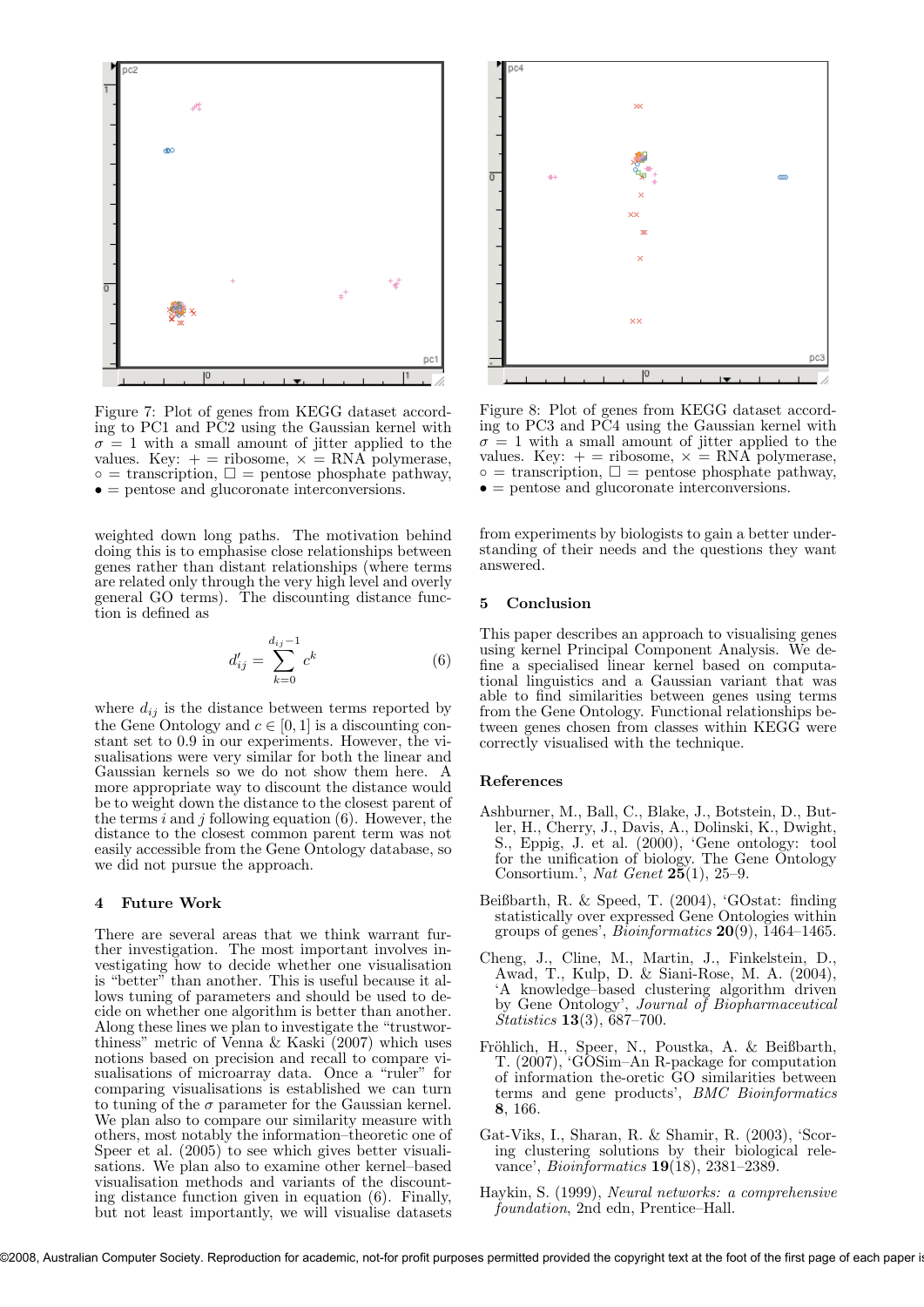Figure 7: Plot of genes from KEGG dataset according to PC1 and PC2 using the Gaussian kernel with $\sigma = 1$ with a small amount of jitter applied to the values. Key: + = ribosome, × = RNA polymerase, ∘ = transcription, □ = pentose phosphate pathway, • = pentose and glucoronate interconversions.

Figure 8: Plot of genes from KEGG dataset according to PC3 and PC4 using the Gaussian kernel with $\sigma = 1$ with a small amount of jitter applied to the values. Key: + = ribosome, × = RNA polymerase, ∘ = transcription, □ = pentose phosphate pathway, • = pentose and glucoronate interconversions.

weighted down long paths. The motivation behind doing this is to emphasise close relationships between genes rather than distant relationships (where terms are related only through the very high level and overly general GO terms). The discounting distance function is defined as

$$d'_{ij} = \sum_{k=0}^{d_{ij}-1} c^k \tag{6}$$

where $d_{ij}$ is the distance between terms reported by the Gene Ontology and $c \in [0, 1]$ is a discounting constant set to 0.9 in our experiments. However, the visualisations were very similar for both the linear and Gaussian kernels so we do not show them here. A more appropriate way to discount the distance would be to weight down the distance to the closest parent of the terms $i$ and $j$ following equation (6). However, the distance to the closest common parent term was not easily accessible from the Gene Ontology database, so we did not pursue the approach.

## 4 Future Work

There are several areas that we think warrant further investigation. The most important involves investigating how to decide whether one visualisation is "better" than another. This is useful because it allows tuning of parameters and should be used to decide on whether one algorithm is better than another. Along these lines we plan to investigate the "trustworthiness" metric of Venna & Kaski (2007) which uses notions based on precision and recall to compare visualisations of microarray data. Once a "ruler" for comparing visualisations is established we can turn to tuning of the $\sigma$ parameter for the Gaussian kernel. We plan also to compare our similarity measure with others, most notably the information–theoretic one of Speer et al. (2005) to see which gives better visualisations. We plan also to examine other kernel–based visualisation methods and variants of the discounting distance function given in equation (6). Finally, but not least importantly, we will visualise datasets from experiments by biologists to gain a better understanding of their needs and the questions they want answered.

## 5 Conclusion

This paper describes an approach to visualising genes using kernel Principal Component Analysis. We define a specialised linear kernel based on computational linguistics and a Gaussian variant that was able to find similarities between genes using terms from the Gene Ontology. Functional relationships between genes chosen from classes within KEGG were correctly visualised with the technique.

## References

Ashburner, M., Ball, C., Blake, J., Botstein, D., Butler, H., Cherry, J., Davis, A., Dolinski, K., Dwight, S., Eppig, J. et al. (2000), 'Gene ontology: tool for the unification of biology. The Gene Ontology Consortium.', *Nat Genet* **25**(1), 25–9.

Beißbarth, R. & Speed, T. (2004), 'GOstat: finding statistically over expressed Gene Ontologies within groups of genes', *Bioinformatics* **20**(9), 1464–1465.

Cheng, J., Cline, M., Martin, J., Finkelstein, D., Awad, T., Kulp, D. & Siani-Rose, M. A. (2004), 'A knowledge–based clustering algorithm driven by Gene Ontology', *Journal of Biopharmaceutical Statistics* **13**(3), 687–700.

Fröhlich, H., Speer, N., Poustka, A. & Beißbarth, T. (2007), 'GOSim–An R-package for computation of information the-oretic GO similarities between terms and gene products', *BMC Bioinformatics* **8**, 166.

Gat-Viks, I., Sharan, R. & Shamir, R. (2003), 'Scoring clustering solutions by their biological relevance', *Bioinformatics* **19**(18), 2381–2389.

Haykin, S. (1999), *Neural networks: a comprehensive foundation*, 2nd edn, Prentice–Hall.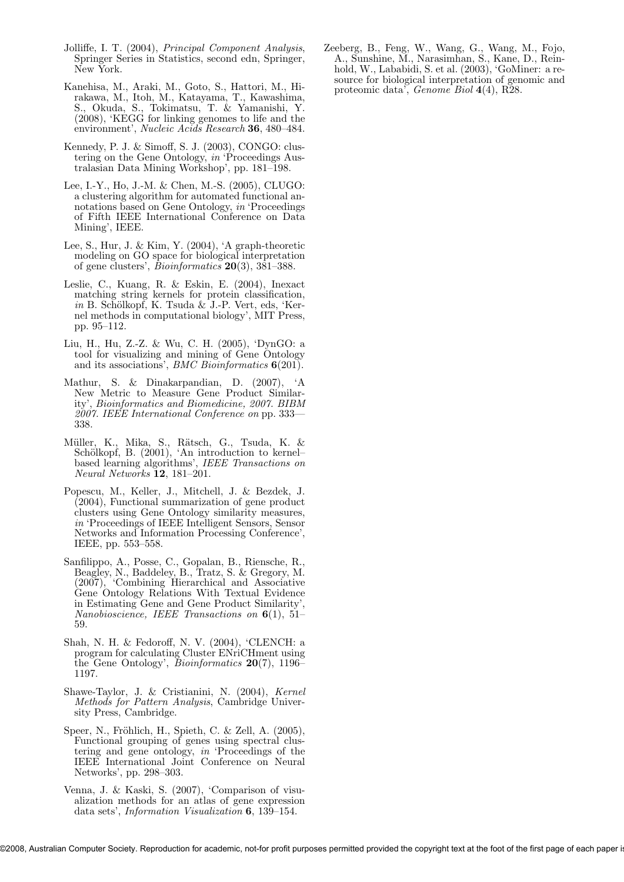Jolliffe, I. T. (2004), *Principal Component Analysis*, Springer Series in Statistics, second edn, Springer, New York.

Kanehisa, M., Araki, M., Goto, S., Hattori, M., Hirakawa, M., Itoh, M., Katayama, T., Kawashima, S., Okuda, S., Tokimatsu, T. & Yamanishi, Y. (2008), 'KEGG for linking genomes to life and the environment', *Nucleic Acids Research* **36**, 480–484.

Kennedy, P. J. & Simoff, S. J. (2003), CONGO: clustering on the Gene Ontology, *in* 'Proceedings Australasian Data Mining Workshop', pp. 181–198.

Lee, I.-Y., Ho, J.-M. & Chen, M.-S. (2005), CLUGO: a clustering algorithm for automated functional annotations based on Gene Ontology, *in* 'Proceedings of Fifth IEEE International Conference on Data Mining', IEEE.

Lee, S., Hur, J. & Kim, Y. (2004), 'A graph-theoretic modeling on GO space for biological interpretation of gene clusters', *Bioinformatics* **20**(3), 381–388.

Leslie, C., Kuang, R. & Eskin, E. (2004), Inexact matching string kernels for protein classification, *in* B. Schölkopf, K. Tsuda & J.-P. Vert, eds, 'Kernel methods in computational biology', MIT Press, pp. 95–112.

Liu, H., Hu, Z.-Z. & Wu, C. H. (2005), 'DynGO: a tool for visualizing and mining of Gene Ontology and its associations', *BMC Bioinformatics* **6**(201).

Mathur, S. & Dinakarpandian, D. (2007), 'A New Metric to Measure Gene Product Similarity', *Bioinformatics and Biomedicine, 2007. BIBM 2007. IEEE International Conference on* pp. 333—338.

Müller, K., Mika, S., Rätsch, G., Tsuda, K. & Schölkopf, B. (2001), 'An introduction to kernel–based learning algorithms', *IEEE Transactions on Neural Networks* **12**, 181–201.

Popescu, M., Keller, J., Mitchell, J. & Bezdek, J. (2004), Functional summarization of gene product clusters using Gene Ontology similarity measures, *in* 'Proceedings of IEEE Intelligent Sensors, Sensor Networks and Information Processing Conference', IEEE, pp. 553–558.

Sanfilippo, A., Posse, C., Gopalan, B., Riensche, R., Beagley, N., Baddeley, B., Tratz, S. & Gregory, M. (2007), 'Combining Hierarchical and Associative Gene Ontology Relations With Textual Evidence in Estimating Gene and Gene Product Similarity', *Nanobioscience, IEEE Transactions on* **6**(1), 51–59.

Shah, N. H. & Fedoroff, N. V. (2004), 'CLENCH: a program for calculating Cluster ENriCHment using the Gene Ontology', *Bioinformatics* **20**(7), 1196–1197.

Shawe-Taylor, J. & Cristianini, N. (2004), *Kernel Methods for Pattern Analysis*, Cambridge University Press, Cambridge.

Speer, N., Fröhlich, H., Spieth, C. & Zell, A. (2005), Functional grouping of genes using spectral clustering and gene ontology, *in* 'Proceedings of the IEEE International Joint Conference on Neural Networks', pp. 298–303.

Venna, J. & Kaski, S. (2007), 'Comparison of visualization methods for an atlas of gene expression data sets', *Information Visualization* **6**, 139–154.

Zeeberg, B., Feng, W., Wang, G., Wang, M., Fojo, A., Sunshine, M., Narasimhan, S., Kane, D., Reinhold, W., Lababidi, S. et al. (2003), 'GoMiner: a resource for biological interpretation of genomic and proteomic data', *Genome Biol* **4**(4), R28.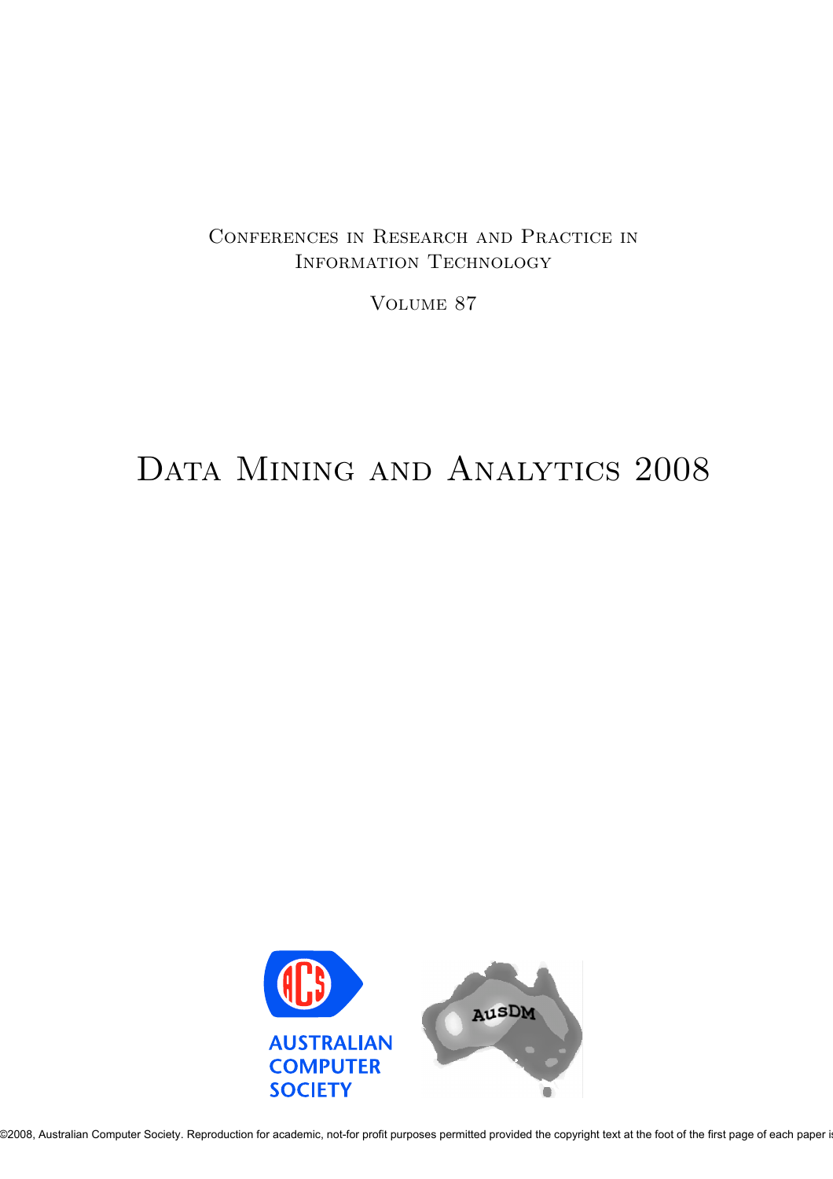Conferences in Research and Practice in Information Technology

Volume 87

# Data Mining and Analytics 2008

AUSTRALIAN COMPUTER SOCIETY

AusDM

©2008, Australian Computer Society. Reproduction for academic, not-for profit purposes permitted provided the copyright text at the foot of the first page of each paper is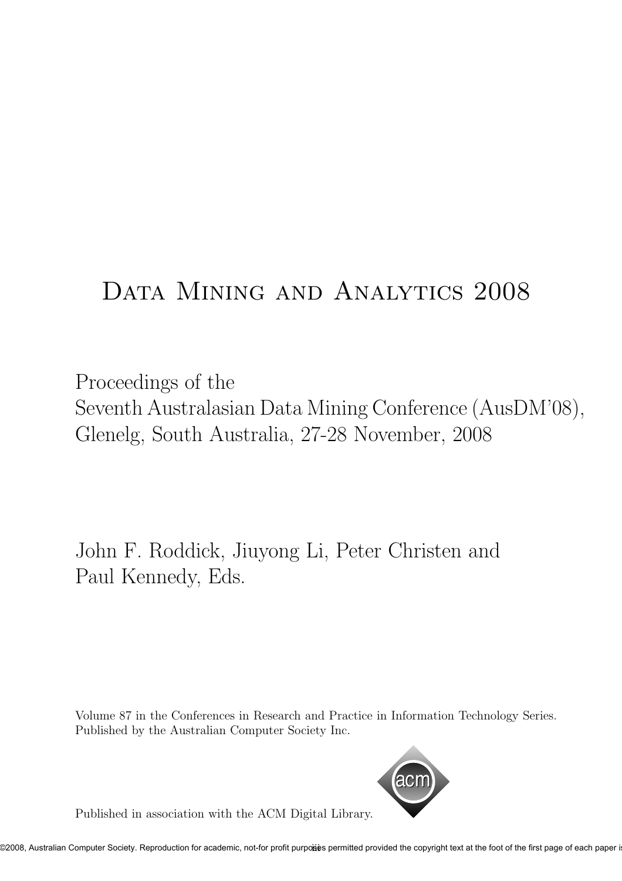# Data Mining and Analytics 2008

Proceedings of the
Seventh Australasian Data Mining Conference (AusDM'08),
Glenelg, South Australia, 27-28 November, 2008

John F. Roddick, Jiuyong Li, Peter Christen and
Paul Kennedy, Eds.

Volume 87 in the Conferences in Research and Practice in Information Technology Series.
Published by the Australian Computer Society Inc.

Published in association with the ACM Digital Library.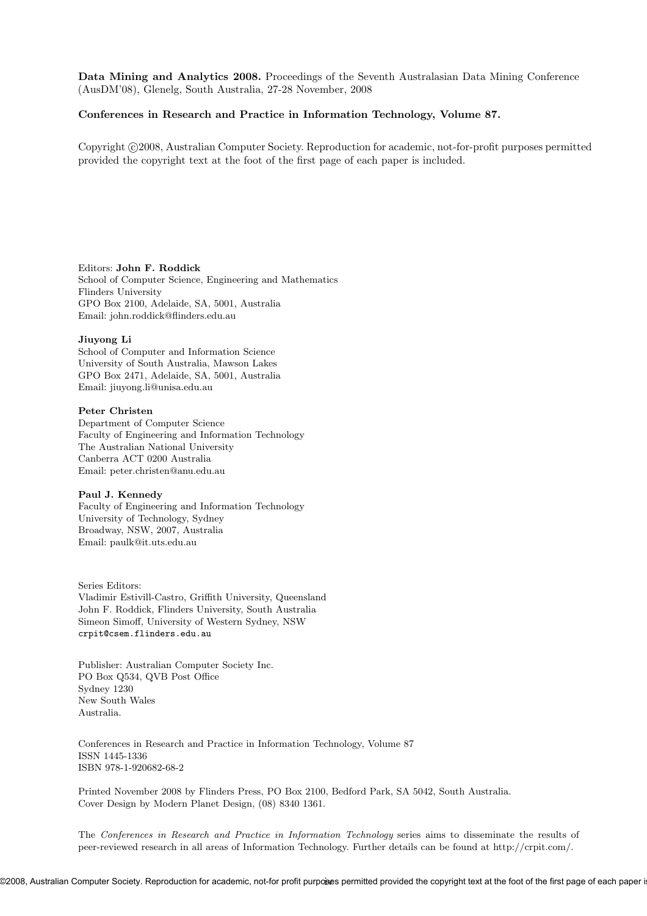**Data Mining and Analytics 2008.** Proceedings of the Seventh Australasian Data Mining Conference (AusDM'08), Glenelg, South Australia, 27-28 November, 2008

**Conferences in Research and Practice in Information Technology, Volume 87.**

Copyright ©2008, Australian Computer Society. Reproduction for academic, not-for-profit purposes permitted provided the copyright text at the foot of the first page of each paper is included.

Editors: **John F. Roddick**
School of Computer Science, Engineering and Mathematics
Flinders University
GPO Box 2100, Adelaide, SA, 5001, Australia
Email: john.roddick@flinders.edu.au

**Jiuyong Li**
School of Computer and Information Science
University of South Australia, Mawson Lakes
GPO Box 2471, Adelaide, SA, 5001, Australia
Email: jiuyong.li@unisa.edu.au

**Peter Christen**
Department of Computer Science
Faculty of Engineering and Information Technology
The Australian National University
Canberra ACT 0200 Australia
Email: peter.christen@anu.edu.au

**Paul J. Kennedy**
Faculty of Engineering and Information Technology
University of Technology, Sydney
Broadway, NSW, 2007, Australia
Email: paulk@it.uts.edu.au

Series Editors:
Vladimir Estivill-Castro, Griffith University, Queensland
John F. Roddick, Flinders University, South Australia
Simeon Simoff, University of Western Sydney, NSW
crpit@csem.flinders.edu.au

Publisher: Australian Computer Society Inc.
PO Box Q534, QVB Post Office
Sydney 1230
New South Wales
Australia.

Conferences in Research and Practice in Information Technology, Volume 87
ISSN 1445-1336
ISBN 978-1-920682-68-2

Printed November 2008 by Flinders Press, PO Box 2100, Bedford Park, SA 5042, South Australia.
Cover Design by Modern Planet Design, (08) 8340 1361.

The *Conferences in Research and Practice in Information Technology* series aims to disseminate the results of peer-reviewed research in all areas of Information Technology. Further details can be found at http://crpit.com/.